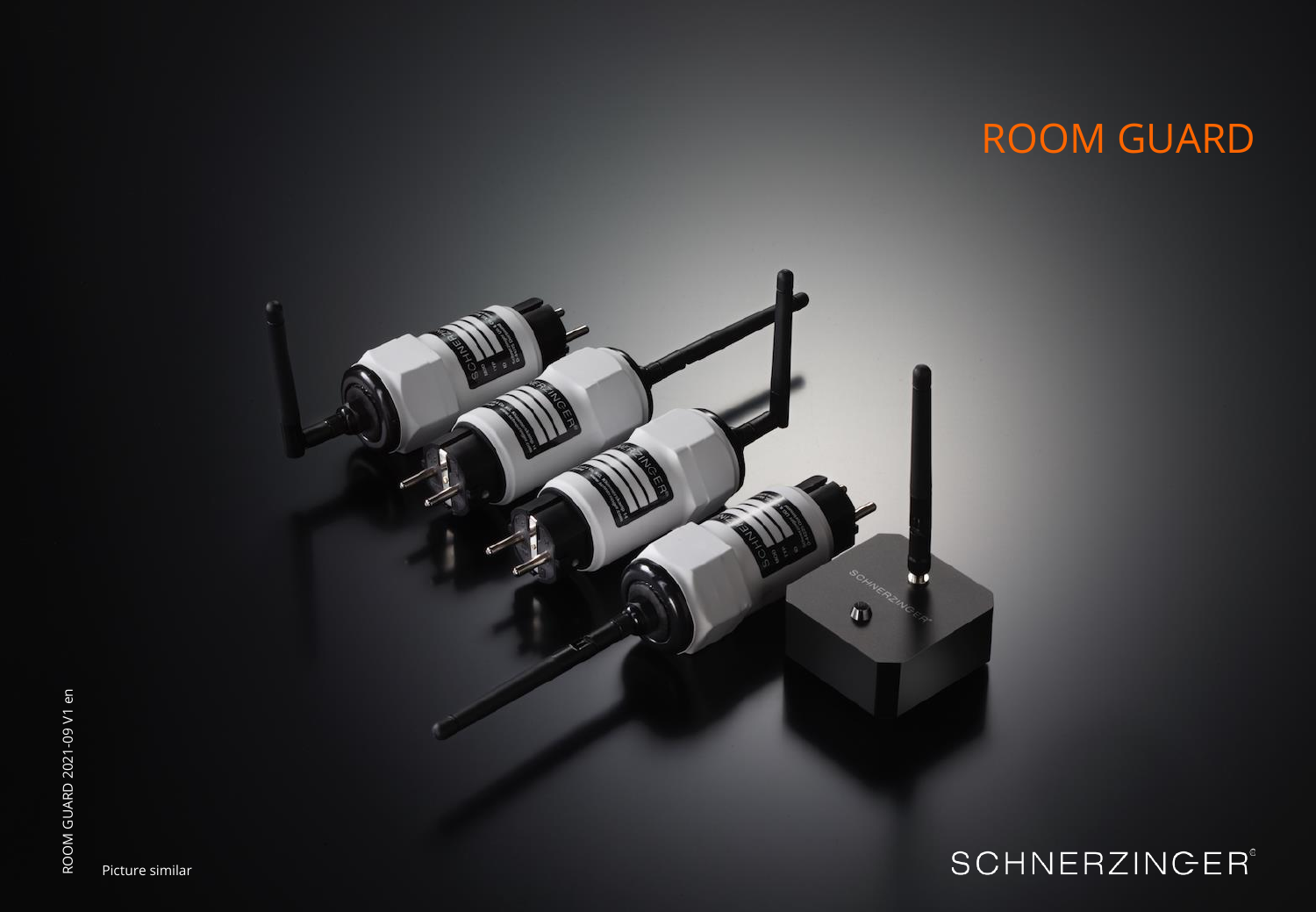# ROOM GUARD

Picture similar

SCHNERZINGER

ROOM GUARD 2021-09 V1 en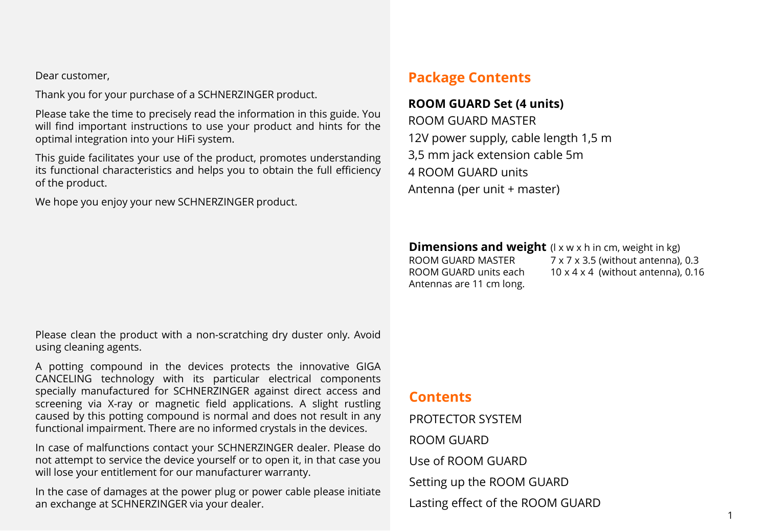Dear customer,

Thank you for your purchase of a SCHNERZINGER product.

Please take the time to precisely read the information in this guide. You will find important instructions to use your product and hints for the optimal integration into your HiFi system.

This guide facilitates your use of the product, promotes understanding its functional characteristics and helps you to obtain the full efficiency of the product.

We hope you enjoy your new SCHNERZINGER product.

Please clean the product with a non-scratching dry duster only. Avoid using cleaning agents.

A potting compound in the devices protects the innovative GIGA CANCELING technology with its particular electrical components specially manufactured for SCHNERZINGER against direct access and screening via X-ray or magnetic field applications. A slight rustling caused by this potting compound is normal and does not result in any functional impairment. There are no informed crystals in the devices.

In case of malfunctions contact your SCHNERZINGER dealer. Please do not attempt to service the device yourself or to open it, in that case you will lose your entitlement for our manufacturer warranty.

In the case of damages at the power plug or power cable please initiate an exchange at SCHNERZINGER via your dealer.

## Package Contents

**ROOM GUARD Set (4 units)**

ROOM GUARD MASTER
12V power supply, cable length 1,5 m
3,5 mm jack extension cable 5m
4 ROOM GUARD units
Antenna (per unit + master)

**Dimensions and weight** (l x w x h in cm, weight in kg)

| | |
|---|---|
| ROOM GUARD MASTER | 7 x 7 x 3.5 (without antenna), 0.3 |
| ROOM GUARD units each | 10 x 4 x 4 (without antenna), 0.16 |

Antennas are 11 cm long.

## Contents

PROTECTOR SYSTEM

ROOM GUARD

Use of ROOM GUARD

Setting up the ROOM GUARD

Lasting effect of the ROOM GUARD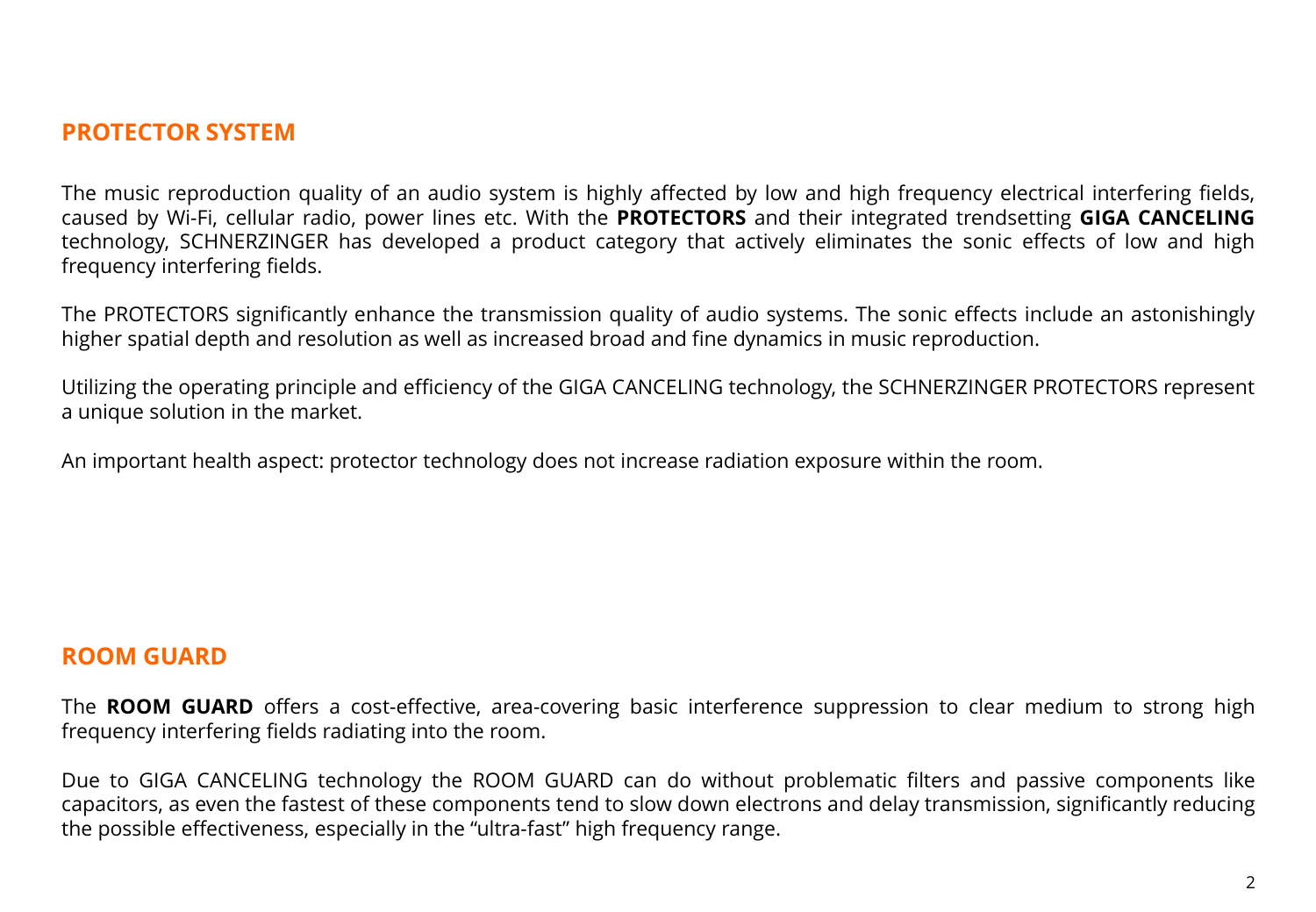## PROTECTOR SYSTEM

The music reproduction quality of an audio system is highly affected by low and high frequency electrical interfering fields, caused by Wi-Fi, cellular radio, power lines etc. With the **PROTECTORS** and their integrated trendsetting **GIGA CANCELING** technology, SCHNERZINGER has developed a product category that actively eliminates the sonic effects of low and high frequency interfering fields.

The PROTECTORS significantly enhance the transmission quality of audio systems. The sonic effects include an astonishingly higher spatial depth and resolution as well as increased broad and fine dynamics in music reproduction.

Utilizing the operating principle and efficiency of the GIGA CANCELING technology, the SCHNERZINGER PROTECTORS represent a unique solution in the market.

An important health aspect: protector technology does not increase radiation exposure within the room.

## ROOM GUARD

The **ROOM GUARD** offers a cost-effective, area-covering basic interference suppression to clear medium to strong high frequency interfering fields radiating into the room.

Due to GIGA CANCELING technology the ROOM GUARD can do without problematic filters and passive components like capacitors, as even the fastest of these components tend to slow down electrons and delay transmission, significantly reducing the possible effectiveness, especially in the "ultra-fast" high frequency range.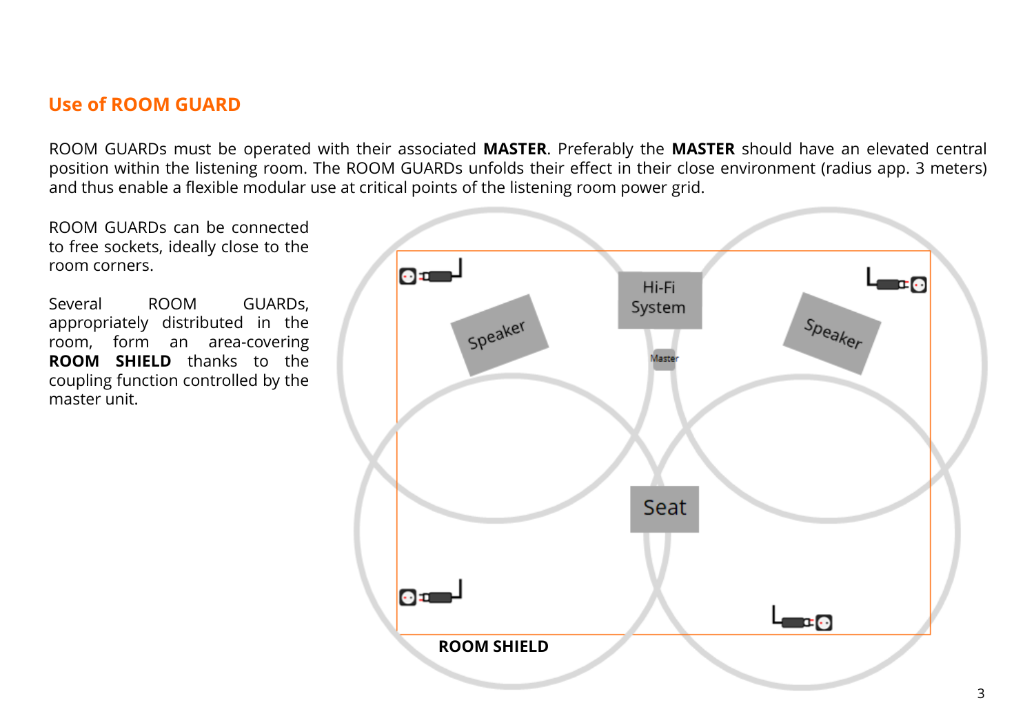## Use of ROOM GUARD

ROOM GUARDs must be operated with their associated **MASTER**. Preferably the **MASTER** should have an elevated central position within the listening room. The ROOM GUARDs unfolds their effect in their close environment (radius app. 3 meters) and thus enable a flexible modular use at critical points of the listening room power grid.

ROOM GUARDs can be connected to free sockets, ideally close to the room corners.

Several ROOM GUARDs, appropriately distributed in the room, form an area-covering **ROOM SHIELD** thanks to the coupling function controlled by the master unit.

Hi-Fi System

Speaker

Speaker

Master

Seat

**ROOM SHIELD**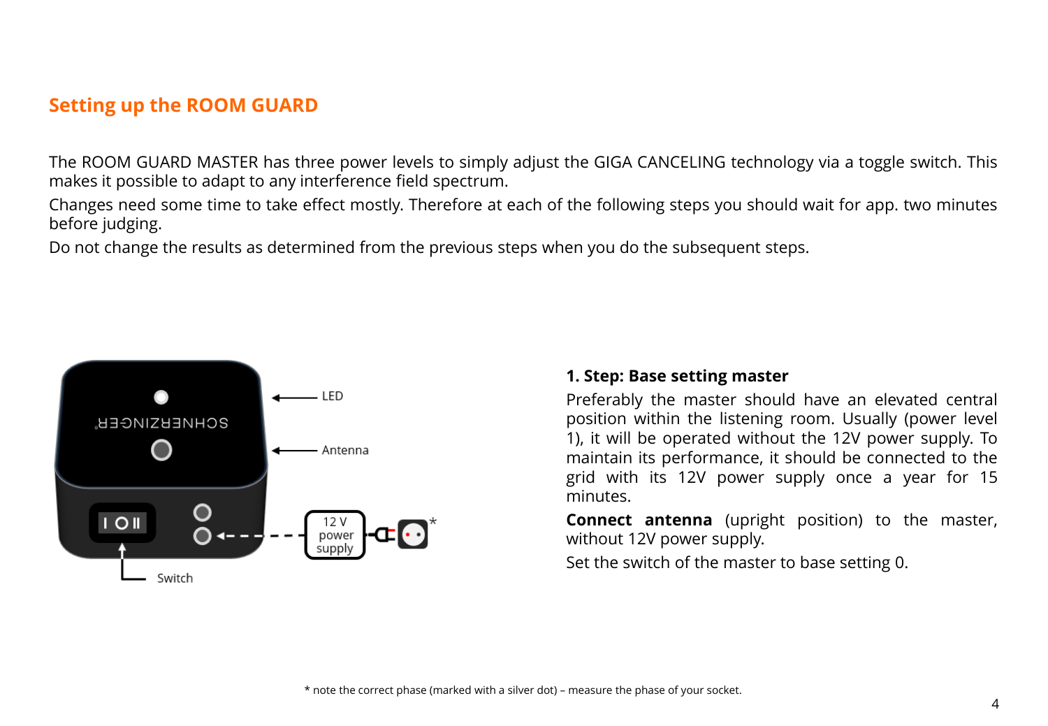## Setting up the ROOM GUARD

The ROOM GUARD MASTER has three power levels to simply adjust the GIGA CANCELING technology via a toggle switch. This makes it possible to adapt to any interference field spectrum.

Changes need some time to take effect mostly. Therefore at each of the following steps you should wait for app. two minutes before judging.

Do not change the results as determined from the previous steps when you do the subsequent steps.

LED

Antenna

12 V power supply

Switch

### 1. Step: Base setting master

Preferably the master should have an elevated central position within the listening room. Usually (power level 1), it will be operated without the 12V power supply. To maintain its performance, it should be connected to the grid with its 12V power supply once a year for 15 minutes.

**Connect antenna** (upright position) to the master, without 12V power supply.

Set the switch of the master to base setting 0.

* note the correct phase (marked with a silver dot) – measure the phase of your socket.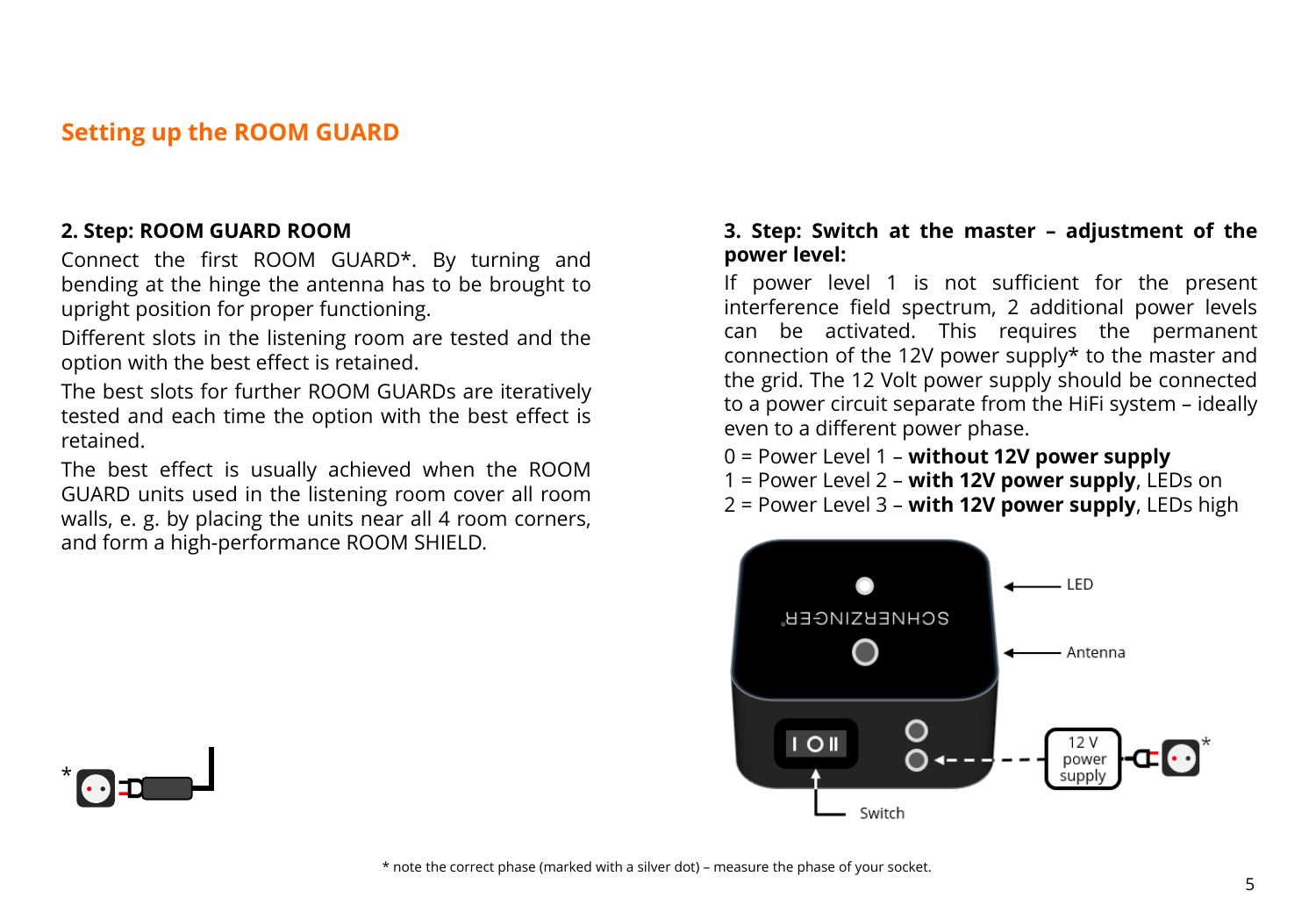## Setting up the ROOM GUARD

**2. Step: ROOM GUARD ROOM**

Connect the first ROOM GUARD*. By turning and bending at the hinge the antenna has to be brought to upright position for proper functioning.

Different slots in the listening room are tested and the option with the best effect is retained.

The best slots for further ROOM GUARDs are iteratively tested and each time the option with the best effect is retained.

The best effect is usually achieved when the ROOM GUARD units used in the listening room cover all room walls, e. g. by placing the units near all 4 room corners, and form a high-performance ROOM SHIELD.

**3. Step: Switch at the master – adjustment of the power level:**

If power level 1 is not sufficient for the present interference field spectrum, 2 additional power levels can be activated. This requires the permanent connection of the 12V power supply* to the master and the grid. The 12 Volt power supply should be connected to a power circuit separate from the HiFi system – ideally even to a different power phase.

0 = Power Level 1 – **without 12V power supply**
1 = Power Level 2 – **with 12V power supply**, LEDs on
2 = Power Level 3 – **with 12V power supply**, LEDs high

LED

Antenna

12 V power supply

Switch

\* note the correct phase (marked with a silver dot) – measure the phase of your socket.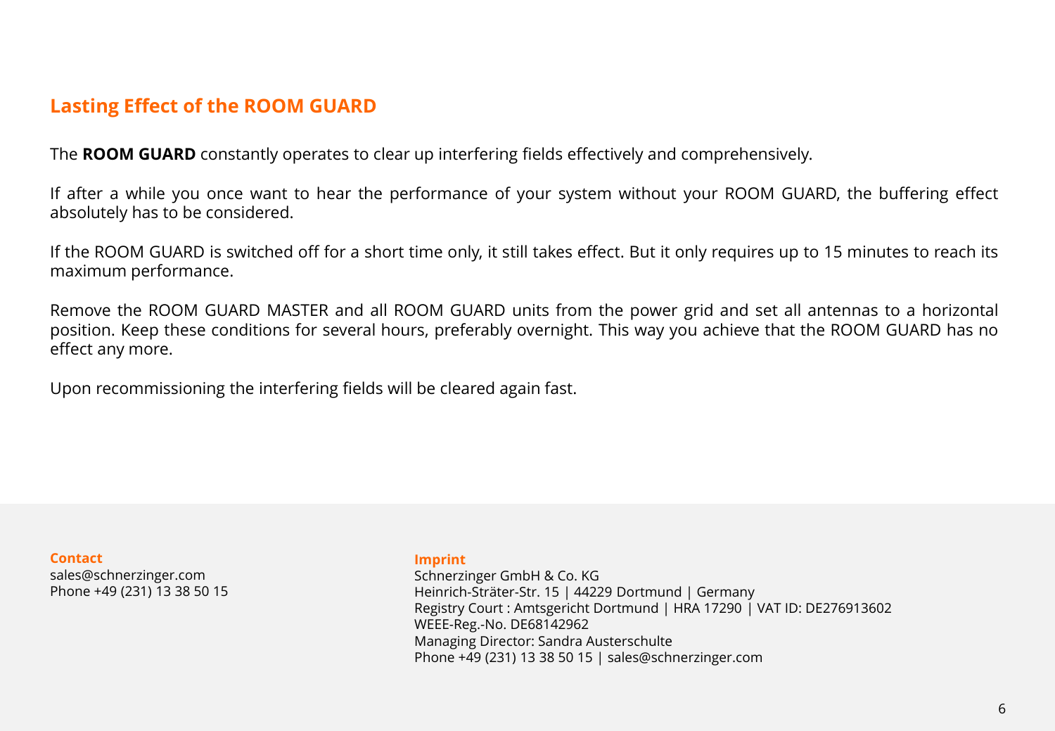## Lasting Effect of the ROOM GUARD

The **ROOM GUARD** constantly operates to clear up interfering fields effectively and comprehensively.

If after a while you once want to hear the performance of your system without your ROOM GUARD, the buffering effect absolutely has to be considered.

If the ROOM GUARD is switched off for a short time only, it still takes effect. But it only requires up to 15 minutes to reach its maximum performance.

Remove the ROOM GUARD MASTER and all ROOM GUARD units from the power grid and set all antennas to a horizontal position. Keep these conditions for several hours, preferably overnight. This way you achieve that the ROOM GUARD has no effect any more.

Upon recommissioning the interfering fields will be cleared again fast.

**Contact**
sales@schnerzinger.com
Phone +49 (231) 13 38 50 15

**Imprint**
Schnerzinger GmbH & Co. KG
Heinrich-Sträter-Str. 15 | 44229 Dortmund | Germany
Registry Court : Amtsgericht Dortmund | HRA 17290 | VAT ID: DE276913602
WEEE-Reg.-No. DE68142962
Managing Director: Sandra Austerschulte
Phone +49 (231) 13 38 50 15 | sales@schnerzinger.com